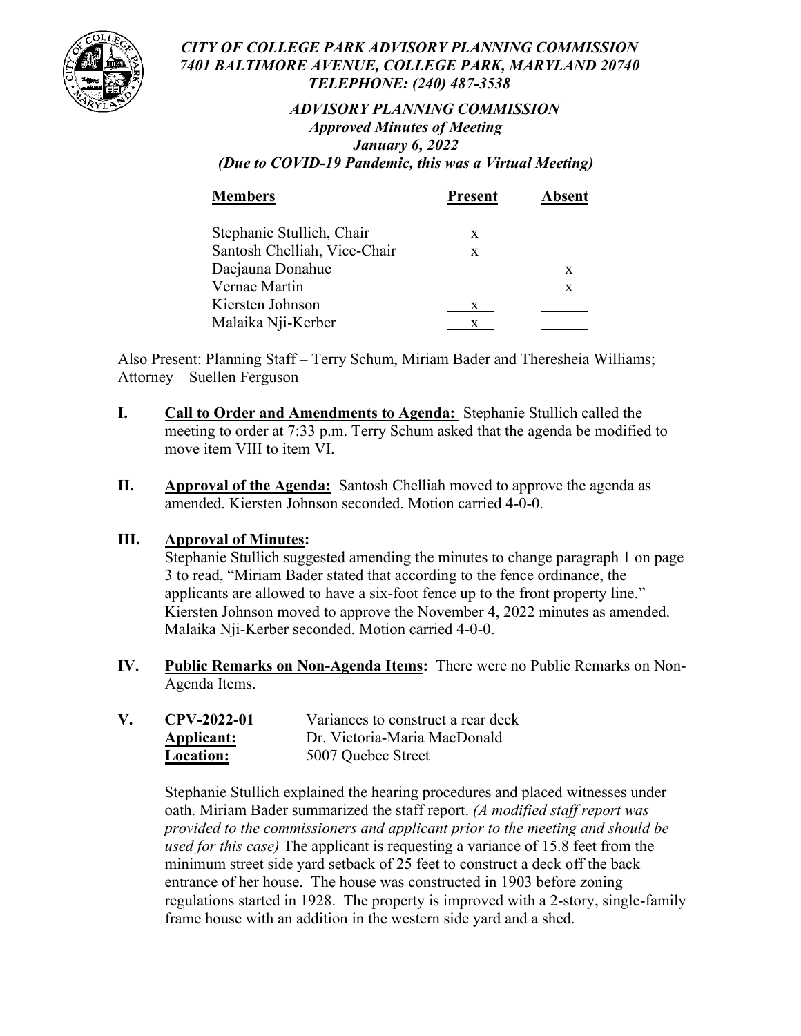*CITY OF COLLEGE PARK ADVISORY PLANNING COMMISSION*
*7401 BALTIMORE AVENUE, COLLEGE PARK, MARYLAND 20740*
*TELEPHONE: (240) 487-3538*

# *ADVISORY PLANNING COMMISSION*

***Approved Minutes of Meeting***
***January 6, 2022***
***(Due to COVID-19 Pandemic, this was a Virtual Meeting)***

| **Members** | **Present** | **Absent** |
|---|---|---|
| Stephanie Stullich, Chair | x | |
| Santosh Chelliah, Vice-Chair | x | |
| Daejauna Donahue | | x |
| Vernae Martin | | x |
| Kiersten Johnson | x | |
| Malaika Nji-Kerber | x | |

Also Present: Planning Staff – Terry Schum, Miriam Bader and Theresheia Williams; Attorney – Suellen Ferguson

**I. Call to Order and Amendments to Agenda:** Stephanie Stullich called the meeting to order at 7:33 p.m. Terry Schum asked that the agenda be modified to move item VIII to item VI.

**II. Approval of the Agenda:** Santosh Chelliah moved to approve the agenda as amended. Kiersten Johnson seconded. Motion carried 4-0-0.

**III. Approval of Minutes:**
Stephanie Stullich suggested amending the minutes to change paragraph 1 on page 3 to read, "Miriam Bader stated that according to the fence ordinance, the applicants are allowed to have a six-foot fence up to the front property line." Kiersten Johnson moved to approve the November 4, 2022 minutes as amended. Malaika Nji-Kerber seconded. Motion carried 4-0-0.

**IV. Public Remarks on Non-Agenda Items:** There were no Public Remarks on Non-Agenda Items.

**V. CPV-2022-01** Variances to construct a rear deck
**Applicant:** Dr. Victoria-Maria MacDonald
**Location:** 5007 Quebec Street

Stephanie Stullich explained the hearing procedures and placed witnesses under oath. Miriam Bader summarized the staff report. *(A modified staff report was provided to the commissioners and applicant prior to the meeting and should be used for this case)* The applicant is requesting a variance of 15.8 feet from the minimum street side yard setback of 25 feet to construct a deck off the back entrance of her house. The house was constructed in 1903 before zoning regulations started in 1928. The property is improved with a 2-story, single-family frame house with an addition in the western side yard and a shed.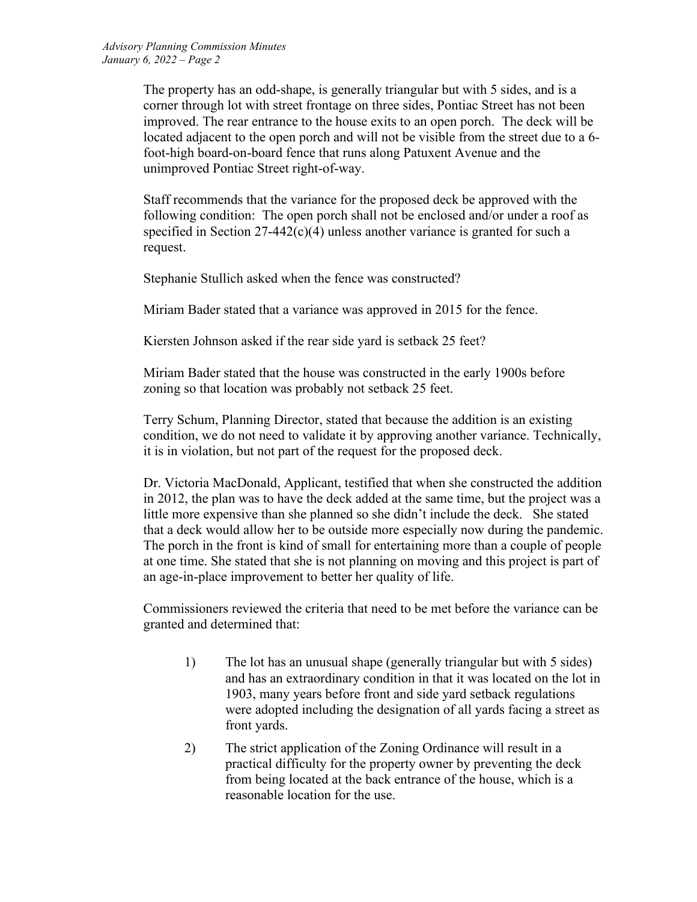The property has an odd-shape, is generally triangular but with 5 sides, and is a corner through lot with street frontage on three sides, Pontiac Street has not been improved. The rear entrance to the house exits to an open porch. The deck will be located adjacent to the open porch and will not be visible from the street due to a 6-foot-high board-on-board fence that runs along Patuxent Avenue and the unimproved Pontiac Street right-of-way.

Staff recommends that the variance for the proposed deck be approved with the following condition: The open porch shall not be enclosed and/or under a roof as specified in Section 27-442(c)(4) unless another variance is granted for such a request.

Stephanie Stullich asked when the fence was constructed?

Miriam Bader stated that a variance was approved in 2015 for the fence.

Kiersten Johnson asked if the rear side yard is setback 25 feet?

Miriam Bader stated that the house was constructed in the early 1900s before zoning so that location was probably not setback 25 feet.

Terry Schum, Planning Director, stated that because the addition is an existing condition, we do not need to validate it by approving another variance. Technically, it is in violation, but not part of the request for the proposed deck.

Dr. Victoria MacDonald, Applicant, testified that when she constructed the addition in 2012, the plan was to have the deck added at the same time, but the project was a little more expensive than she planned so she didn't include the deck. She stated that a deck would allow her to be outside more especially now during the pandemic. The porch in the front is kind of small for entertaining more than a couple of people at one time. She stated that she is not planning on moving and this project is part of an age-in-place improvement to better her quality of life.

Commissioners reviewed the criteria that need to be met before the variance can be granted and determined that:

1) The lot has an unusual shape (generally triangular but with 5 sides) and has an extraordinary condition in that it was located on the lot in 1903, many years before front and side yard setback regulations were adopted including the designation of all yards facing a street as front yards.
2) The strict application of the Zoning Ordinance will result in a practical difficulty for the property owner by preventing the deck from being located at the back entrance of the house, which is a reasonable location for the use.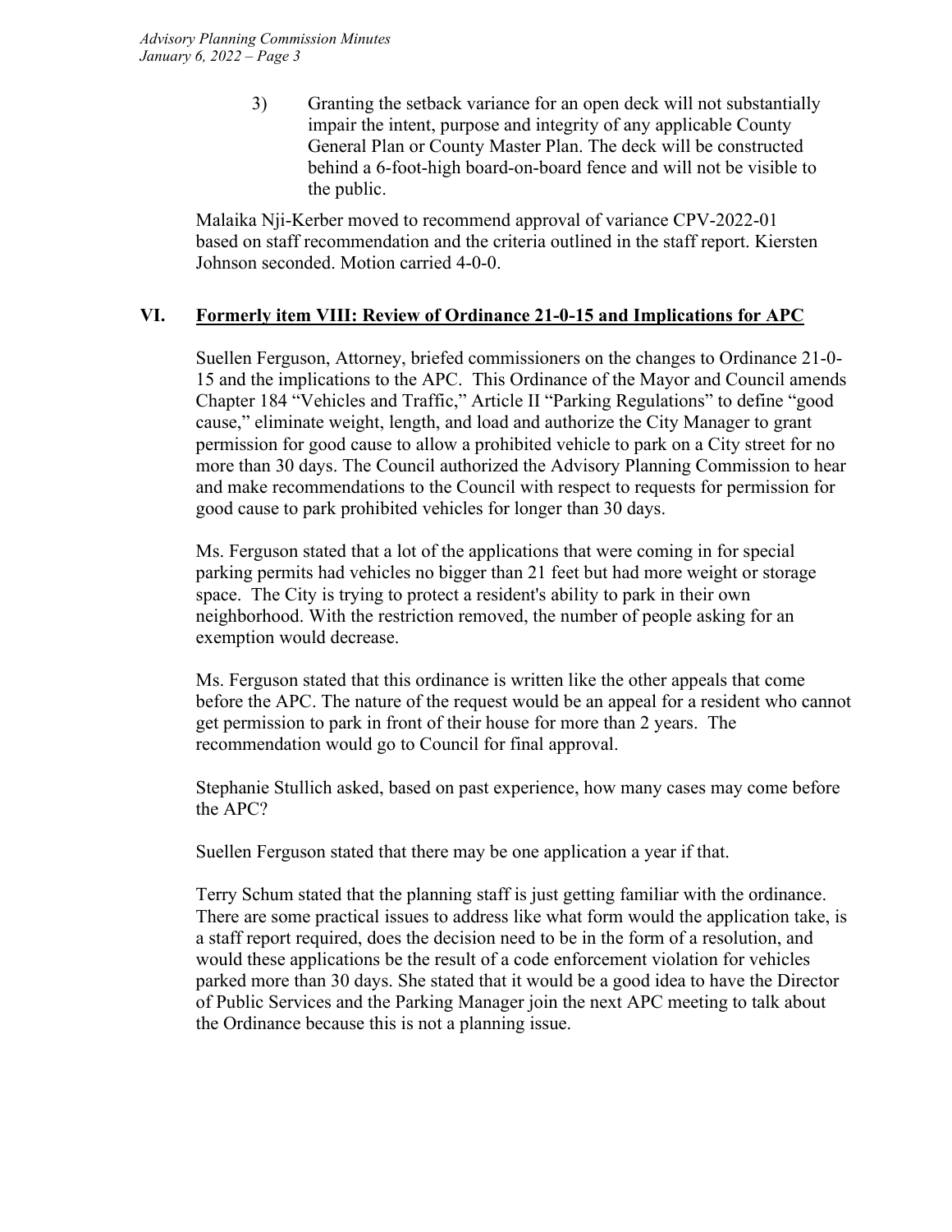3) Granting the setback variance for an open deck will not substantially impair the intent, purpose and integrity of any applicable County General Plan or County Master Plan. The deck will be constructed behind a 6-foot-high board-on-board fence and will not be visible to the public.

Malaika Nji-Kerber moved to recommend approval of variance CPV-2022-01 based on staff recommendation and the criteria outlined in the staff report. Kiersten Johnson seconded. Motion carried 4-0-0.

## VI. Formerly item VIII: Review of Ordinance 21-0-15 and Implications for APC

Suellen Ferguson, Attorney, briefed commissioners on the changes to Ordinance 21-0-15 and the implications to the APC. This Ordinance of the Mayor and Council amends Chapter 184 "Vehicles and Traffic," Article II "Parking Regulations" to define "good cause," eliminate weight, length, and load and authorize the City Manager to grant permission for good cause to allow a prohibited vehicle to park on a City street for no more than 30 days. The Council authorized the Advisory Planning Commission to hear and make recommendations to the Council with respect to requests for permission for good cause to park prohibited vehicles for longer than 30 days.

Ms. Ferguson stated that a lot of the applications that were coming in for special parking permits had vehicles no bigger than 21 feet but had more weight or storage space. The City is trying to protect a resident's ability to park in their own neighborhood. With the restriction removed, the number of people asking for an exemption would decrease.

Ms. Ferguson stated that this ordinance is written like the other appeals that come before the APC. The nature of the request would be an appeal for a resident who cannot get permission to park in front of their house for more than 2 years. The recommendation would go to Council for final approval.

Stephanie Stullich asked, based on past experience, how many cases may come before the APC?

Suellen Ferguson stated that there may be one application a year if that.

Terry Schum stated that the planning staff is just getting familiar with the ordinance. There are some practical issues to address like what form would the application take, is a staff report required, does the decision need to be in the form of a resolution, and would these applications be the result of a code enforcement violation for vehicles parked more than 30 days. She stated that it would be a good idea to have the Director of Public Services and the Parking Manager join the next APC meeting to talk about the Ordinance because this is not a planning issue.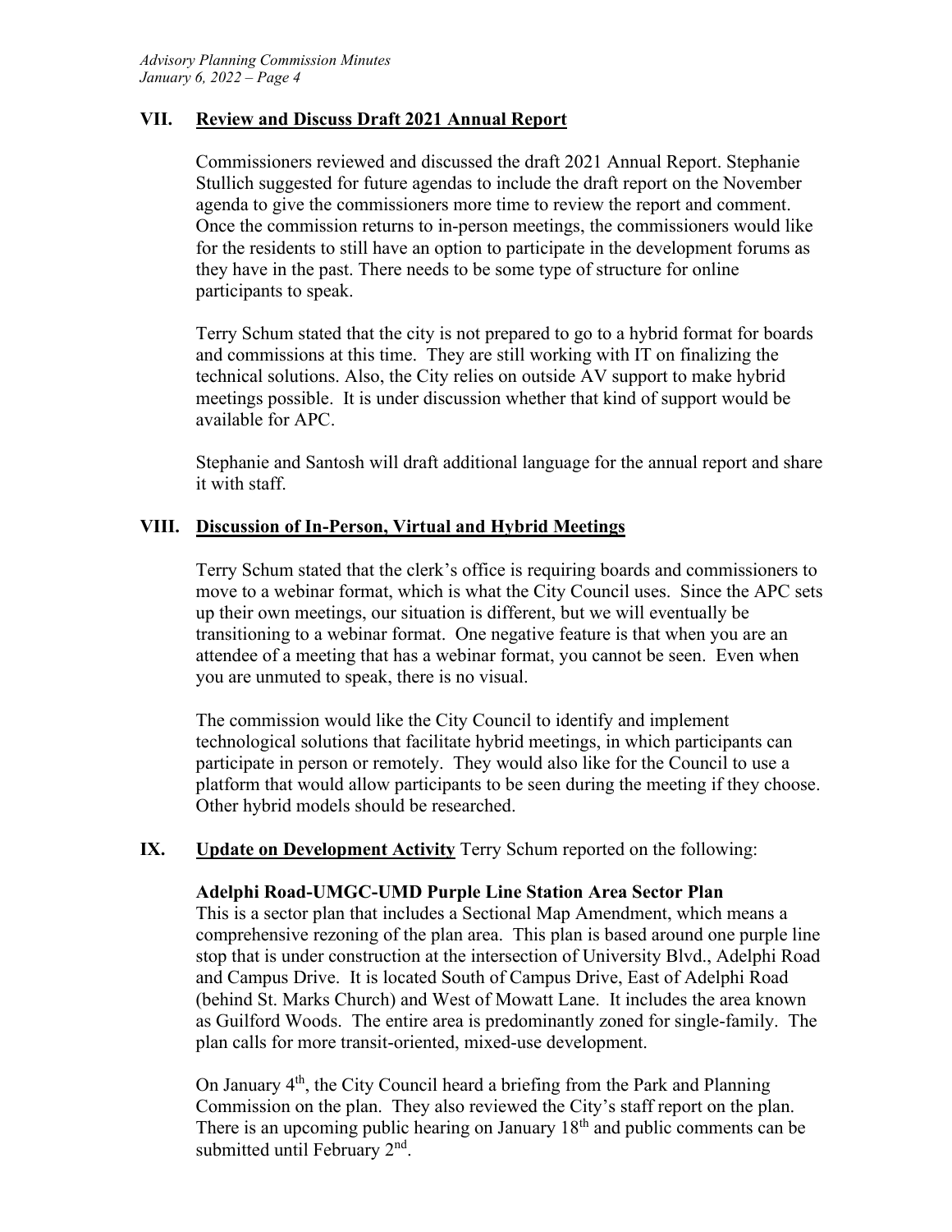## VII. Review and Discuss Draft 2021 Annual Report

Commissioners reviewed and discussed the draft 2021 Annual Report. Stephanie Stullich suggested for future agendas to include the draft report on the November agenda to give the commissioners more time to review the report and comment. Once the commission returns to in-person meetings, the commissioners would like for the residents to still have an option to participate in the development forums as they have in the past. There needs to be some type of structure for online participants to speak.

Terry Schum stated that the city is not prepared to go to a hybrid format for boards and commissions at this time. They are still working with IT on finalizing the technical solutions. Also, the City relies on outside AV support to make hybrid meetings possible. It is under discussion whether that kind of support would be available for APC.

Stephanie and Santosh will draft additional language for the annual report and share it with staff.

## VIII. Discussion of In-Person, Virtual and Hybrid Meetings

Terry Schum stated that the clerk's office is requiring boards and commissioners to move to a webinar format, which is what the City Council uses. Since the APC sets up their own meetings, our situation is different, but we will eventually be transitioning to a webinar format. One negative feature is that when you are an attendee of a meeting that has a webinar format, you cannot be seen. Even when you are unmuted to speak, there is no visual.

The commission would like the City Council to identify and implement technological solutions that facilitate hybrid meetings, in which participants can participate in person or remotely. They would also like for the Council to use a platform that would allow participants to be seen during the meeting if they choose. Other hybrid models should be researched.

## IX. Update on Development Activity

Terry Schum reported on the following:

**Adelphi Road-UMGC-UMD Purple Line Station Area Sector Plan**

This is a sector plan that includes a Sectional Map Amendment, which means a comprehensive rezoning of the plan area. This plan is based around one purple line stop that is under construction at the intersection of University Blvd., Adelphi Road and Campus Drive. It is located South of Campus Drive, East of Adelphi Road (behind St. Marks Church) and West of Mowatt Lane. It includes the area known as Guilford Woods. The entire area is predominantly zoned for single-family. The plan calls for more transit-oriented, mixed-use development.

On January 4th, the City Council heard a briefing from the Park and Planning Commission on the plan. They also reviewed the City's staff report on the plan. There is an upcoming public hearing on January 18th and public comments can be submitted until February 2nd.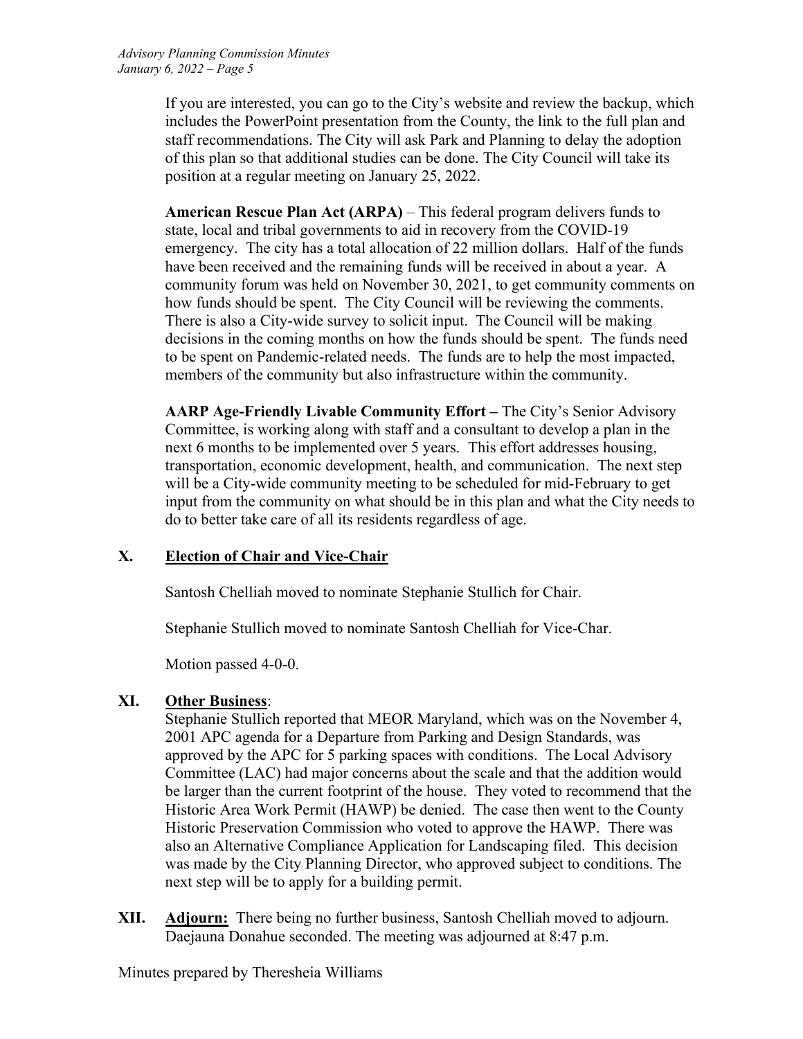If you are interested, you can go to the City's website and review the backup, which includes the PowerPoint presentation from the County, the link to the full plan and staff recommendations. The City will ask Park and Planning to delay the adoption of this plan so that additional studies can be done. The City Council will take its position at a regular meeting on January 25, 2022.

**American Rescue Plan Act (ARPA)** – This federal program delivers funds to state, local and tribal governments to aid in recovery from the COVID-19 emergency. The city has a total allocation of 22 million dollars. Half of the funds have been received and the remaining funds will be received in about a year. A community forum was held on November 30, 2021, to get community comments on how funds should be spent. The City Council will be reviewing the comments. There is also a City-wide survey to solicit input. The Council will be making decisions in the coming months on how the funds should be spent. The funds need to be spent on Pandemic-related needs. The funds are to help the most impacted, members of the community but also infrastructure within the community.

**AARP Age-Friendly Livable Community Effort –** The City's Senior Advisory Committee, is working along with staff and a consultant to develop a plan in the next 6 months to be implemented over 5 years. This effort addresses housing, transportation, economic development, health, and communication. The next step will be a City-wide community meeting to be scheduled for mid-February to get input from the community on what should be in this plan and what the City needs to do to better take care of all its residents regardless of age.

## X. Election of Chair and Vice-Chair

Santosh Chelliah moved to nominate Stephanie Stullich for Chair.

Stephanie Stullich moved to nominate Santosh Chelliah for Vice-Char.

Motion passed 4-0-0.

## XI. Other Business:

Stephanie Stullich reported that MEOR Maryland, which was on the November 4, 2001 APC agenda for a Departure from Parking and Design Standards, was approved by the APC for 5 parking spaces with conditions. The Local Advisory Committee (LAC) had major concerns about the scale and that the addition would be larger than the current footprint of the house. They voted to recommend that the Historic Area Work Permit (HAWP) be denied. The case then went to the County Historic Preservation Commission who voted to approve the HAWP. There was also an Alternative Compliance Application for Landscaping filed. This decision was made by the City Planning Director, who approved subject to conditions. The next step will be to apply for a building permit.

## XII. Adjourn:

There being no further business, Santosh Chelliah moved to adjourn. Daejauna Donahue seconded. The meeting was adjourned at 8:47 p.m.

Minutes prepared by Theresheia Williams